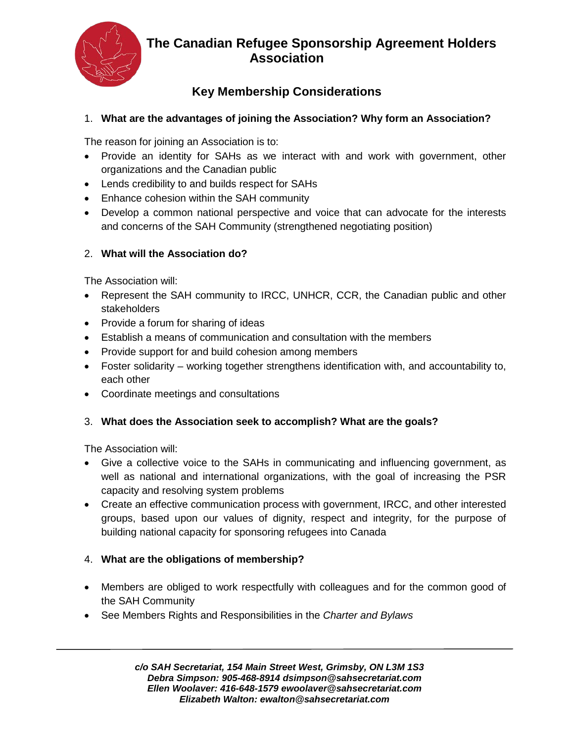# The Canadian Refugee Sponsorship Agreement Holders Association

## Key Membership Considerations

1. **What are the advantages of joining the Association? Why form an Association?**

The reason for joining an Association is to:

- Provide an identity for SAHs as we interact with and work with government, other organizations and the Canadian public
- Lends credibility to and builds respect for SAHs
- Enhance cohesion within the SAH community
- Develop a common national perspective and voice that can advocate for the interests and concerns of the SAH Community (strengthened negotiating position)

2. **What will the Association do?**

The Association will:

- Represent the SAH community to IRCC, UNHCR, CCR, the Canadian public and other stakeholders
- Provide a forum for sharing of ideas
- Establish a means of communication and consultation with the members
- Provide support for and build cohesion among members
- Foster solidarity – working together strengthens identification with, and accountability to, each other
- Coordinate meetings and consultations

3. **What does the Association seek to accomplish? What are the goals?**

The Association will:

- Give a collective voice to the SAHs in communicating and influencing government, as well as national and international organizations, with the goal of increasing the PSR capacity and resolving system problems
- Create an effective communication process with government, IRCC, and other interested groups, based upon our values of dignity, respect and integrity, for the purpose of building national capacity for sponsoring refugees into Canada

4. **What are the obligations of membership?**

- Members are obliged to work respectfully with colleagues and for the common good of the SAH Community
- See Members Rights and Responsibilities in the *Charter and Bylaws*

***c/o SAH Secretariat, 154 Main Street West, Grimsby, ON L3M 1S3***
***Debra Simpson: 905-468-8914 dsimpson@sahsecretariat.com***
***Ellen Woolaver: 416-648-1579 ewoolaver@sahsecretariat.com***
***Elizabeth Walton: ewalton@sahsecretariat.com***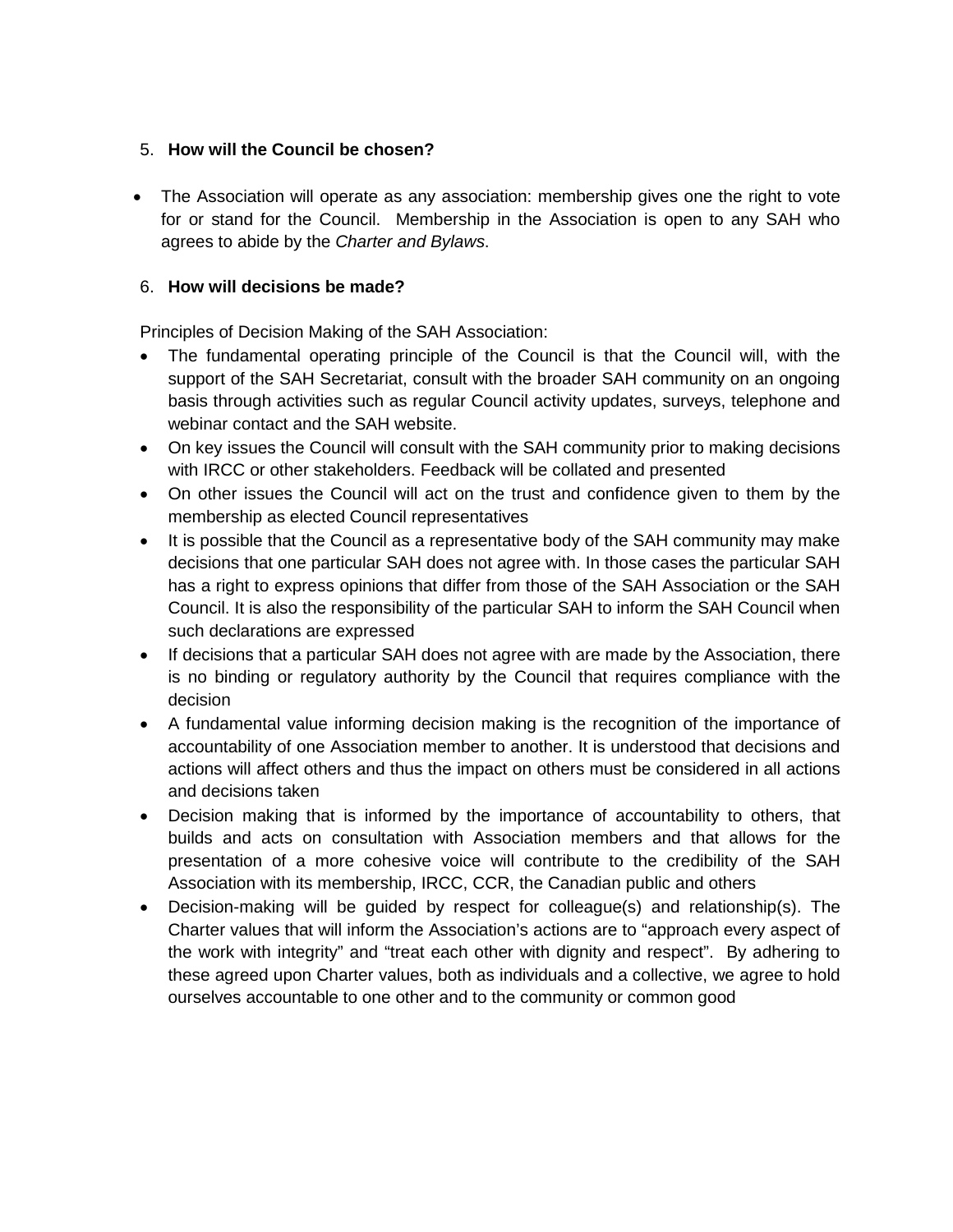5. **How will the Council be chosen?**

- The Association will operate as any association: membership gives one the right to vote for or stand for the Council. Membership in the Association is open to any SAH who agrees to abide by the *Charter and Bylaws*.

6. **How will decisions be made?**

Principles of Decision Making of the SAH Association:

- The fundamental operating principle of the Council is that the Council will, with the support of the SAH Secretariat, consult with the broader SAH community on an ongoing basis through activities such as regular Council activity updates, surveys, telephone and webinar contact and the SAH website.
- On key issues the Council will consult with the SAH community prior to making decisions with IRCC or other stakeholders. Feedback will be collated and presented
- On other issues the Council will act on the trust and confidence given to them by the membership as elected Council representatives
- It is possible that the Council as a representative body of the SAH community may make decisions that one particular SAH does not agree with. In those cases the particular SAH has a right to express opinions that differ from those of the SAH Association or the SAH Council. It is also the responsibility of the particular SAH to inform the SAH Council when such declarations are expressed
- If decisions that a particular SAH does not agree with are made by the Association, there is no binding or regulatory authority by the Council that requires compliance with the decision
- A fundamental value informing decision making is the recognition of the importance of accountability of one Association member to another. It is understood that decisions and actions will affect others and thus the impact on others must be considered in all actions and decisions taken
- Decision making that is informed by the importance of accountability to others, that builds and acts on consultation with Association members and that allows for the presentation of a more cohesive voice will contribute to the credibility of the SAH Association with its membership, IRCC, CCR, the Canadian public and others
- Decision-making will be guided by respect for colleague(s) and relationship(s). The Charter values that will inform the Association's actions are to "approach every aspect of the work with integrity" and "treat each other with dignity and respect". By adhering to these agreed upon Charter values, both as individuals and a collective, we agree to hold ourselves accountable to one other and to the community or common good